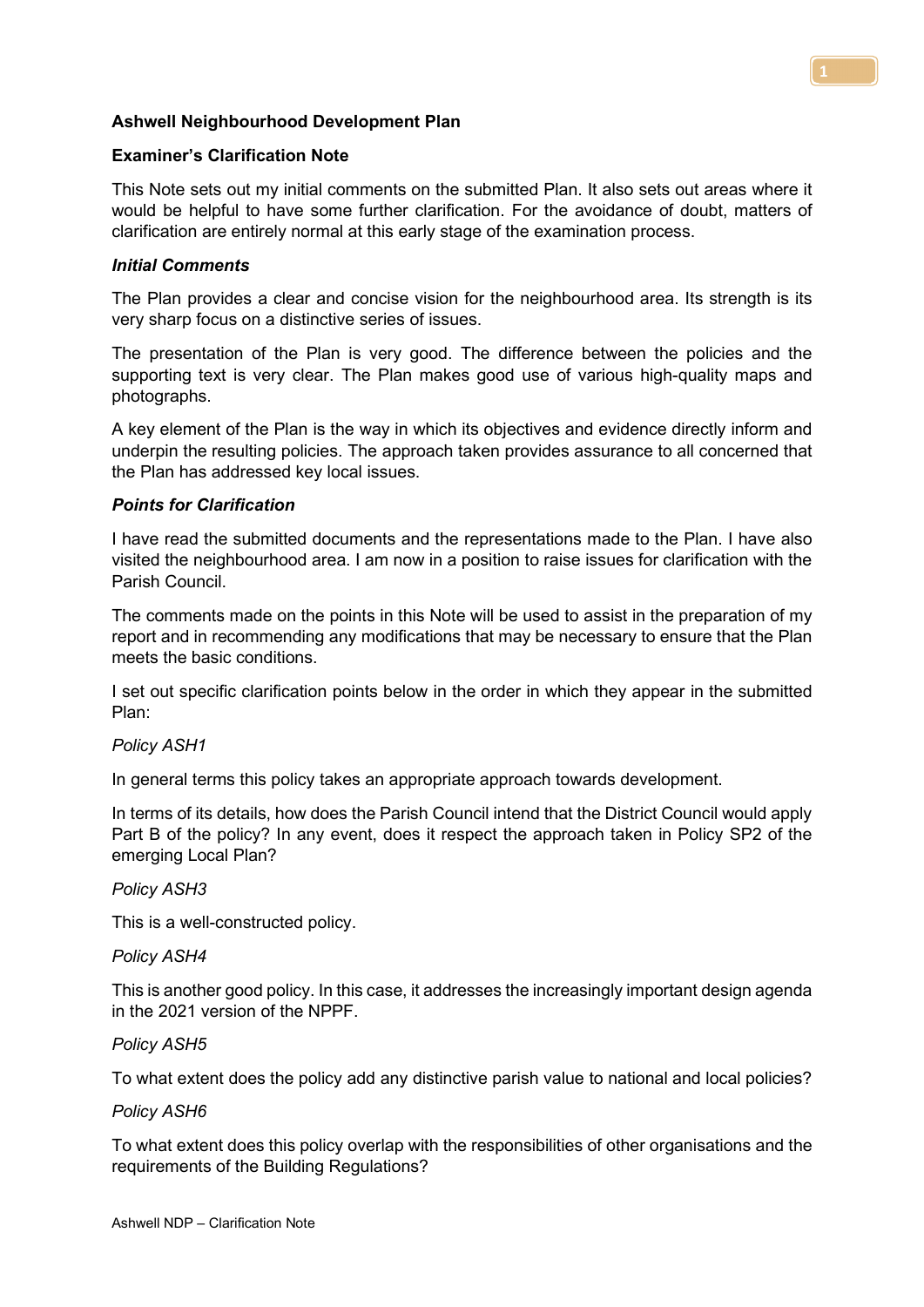**Ashwell Neighbourhood Development Plan**

**Examiner's Clarification Note**

This Note sets out my initial comments on the submitted Plan. It also sets out areas where it would be helpful to have some further clarification. For the avoidance of doubt, matters of clarification are entirely normal at this early stage of the examination process.

***Initial Comments***

The Plan provides a clear and concise vision for the neighbourhood area. Its strength is its very sharp focus on a distinctive series of issues.

The presentation of the Plan is very good. The difference between the policies and the supporting text is very clear. The Plan makes good use of various high-quality maps and photographs.

A key element of the Plan is the way in which its objectives and evidence directly inform and underpin the resulting policies. The approach taken provides assurance to all concerned that the Plan has addressed key local issues.

***Points for Clarification***

I have read the submitted documents and the representations made to the Plan. I have also visited the neighbourhood area. I am now in a position to raise issues for clarification with the Parish Council.

The comments made on the points in this Note will be used to assist in the preparation of my report and in recommending any modifications that may be necessary to ensure that the Plan meets the basic conditions.

I set out specific clarification points below in the order in which they appear in the submitted Plan:

*Policy ASH1*

In general terms this policy takes an appropriate approach towards development.

In terms of its details, how does the Parish Council intend that the District Council would apply Part B of the policy? In any event, does it respect the approach taken in Policy SP2 of the emerging Local Plan?

*Policy ASH3*

This is a well-constructed policy.

*Policy ASH4*

This is another good policy. In this case, it addresses the increasingly important design agenda in the 2021 version of the NPPF.

*Policy ASH5*

To what extent does the policy add any distinctive parish value to national and local policies?

*Policy ASH6*

To what extent does this policy overlap with the responsibilities of other organisations and the requirements of the Building Regulations?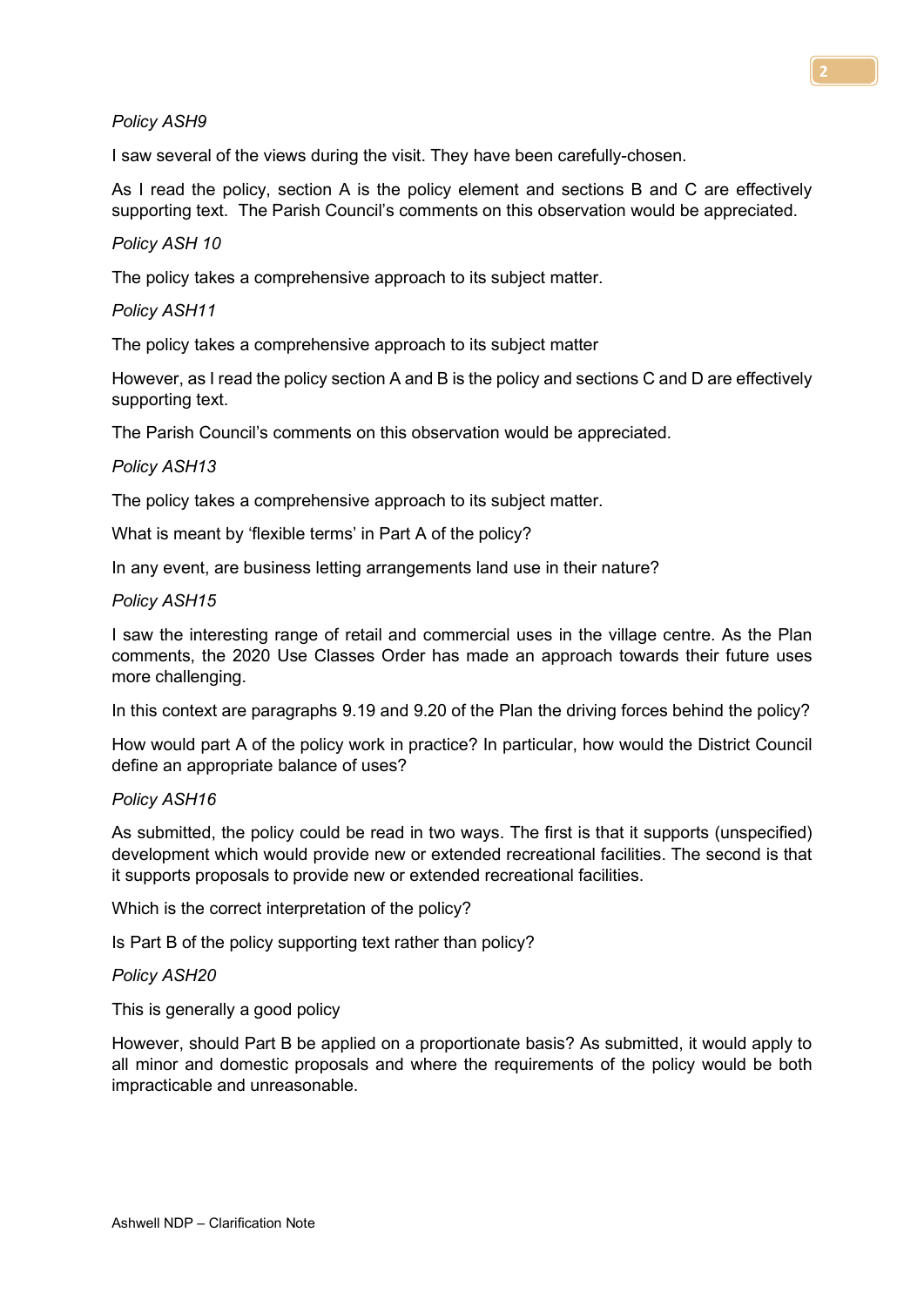*Policy ASH9*

I saw several of the views during the visit. They have been carefully-chosen.

As I read the policy, section A is the policy element and sections B and C are effectively supporting text. The Parish Council's comments on this observation would be appreciated.

*Policy ASH 10*

The policy takes a comprehensive approach to its subject matter.

*Policy ASH11*

The policy takes a comprehensive approach to its subject matter

However, as I read the policy section A and B is the policy and sections C and D are effectively supporting text.

The Parish Council's comments on this observation would be appreciated.

*Policy ASH13*

The policy takes a comprehensive approach to its subject matter.

What is meant by 'flexible terms' in Part A of the policy?

In any event, are business letting arrangements land use in their nature?

*Policy ASH15*

I saw the interesting range of retail and commercial uses in the village centre. As the Plan comments, the 2020 Use Classes Order has made an approach towards their future uses more challenging.

In this context are paragraphs 9.19 and 9.20 of the Plan the driving forces behind the policy?

How would part A of the policy work in practice? In particular, how would the District Council define an appropriate balance of uses?

*Policy ASH16*

As submitted, the policy could be read in two ways. The first is that it supports (unspecified) development which would provide new or extended recreational facilities. The second is that it supports proposals to provide new or extended recreational facilities.

Which is the correct interpretation of the policy?

Is Part B of the policy supporting text rather than policy?

*Policy ASH20*

This is generally a good policy

However, should Part B be applied on a proportionate basis? As submitted, it would apply to all minor and domestic proposals and where the requirements of the policy would be both impracticable and unreasonable.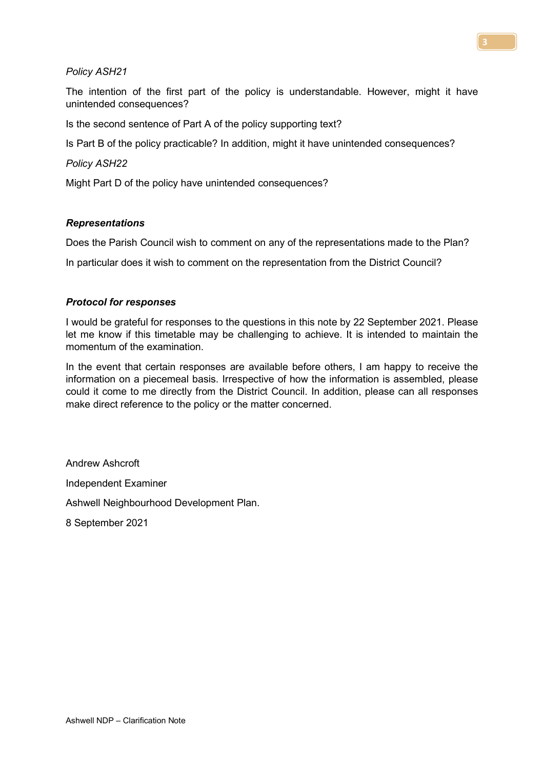*Policy ASH21*

The intention of the first part of the policy is understandable. However, might it have unintended consequences?

Is the second sentence of Part A of the policy supporting text?

Is Part B of the policy practicable? In addition, might it have unintended consequences?

*Policy ASH22*

Might Part D of the policy have unintended consequences?

***Representations***

Does the Parish Council wish to comment on any of the representations made to the Plan?

In particular does it wish to comment on the representation from the District Council?

***Protocol for responses***

I would be grateful for responses to the questions in this note by 22 September 2021. Please let me know if this timetable may be challenging to achieve. It is intended to maintain the momentum of the examination.

In the event that certain responses are available before others, I am happy to receive the information on a piecemeal basis. Irrespective of how the information is assembled, please could it come to me directly from the District Council. In addition, please can all responses make direct reference to the policy or the matter concerned.

Andrew Ashcroft

Independent Examiner

Ashwell Neighbourhood Development Plan.

8 September 2021